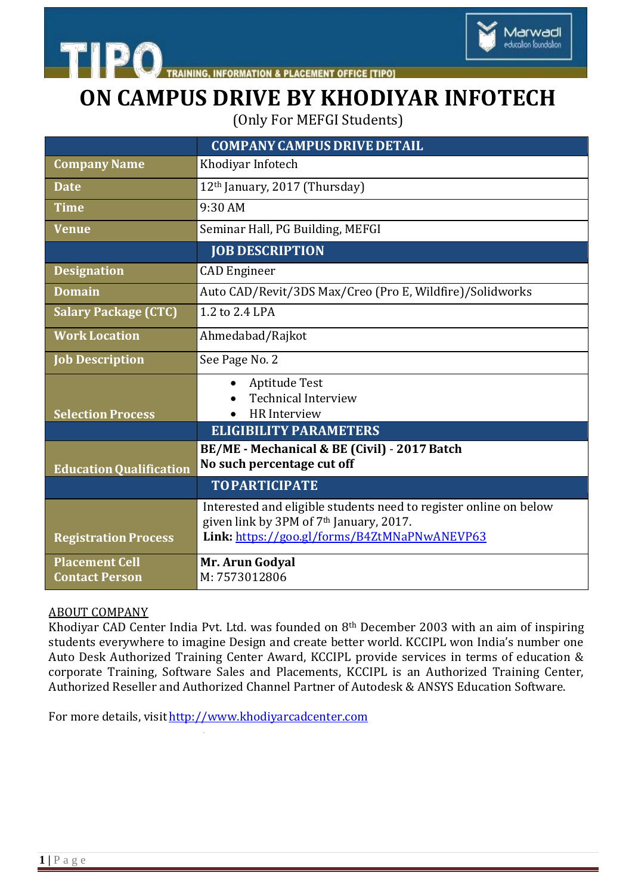# ON CAMPUS DRIVE BY KHODIYAR INFOTECH

(Only For MEFGI Students)

| | COMPANY CAMPUS DRIVE DETAIL |
|---|---|
| **Company Name** | Khodiyar Infotech |
| **Date** | 12th January, 2017 (Thursday) |
| **Time** | 9:30 AM |
| **Venue** | Seminar Hall, PG Building, MEFGI |
| | **JOB DESCRIPTION** |
| **Designation** | CAD Engineer |
| **Domain** | Auto CAD/Revit/3DS Max/Creo (Pro E, Wildfire)/Solidworks |
| **Salary Package (CTC)** | 1.2 to 2.4 LPA |
| **Work Location** | Ahmedabad/Rajkot |
| **Job Description** | See Page No. 2 |
| **Selection Process** | • Aptitude Test<br>• Technical Interview<br>• HR Interview |
| | **ELIGIBILITY PARAMETERS** |
| **Education Qualification** | **BE/ME - Mechanical & BE (Civil) - 2017 Batch**<br>**No such percentage cut off** |
| | **TO PARTICIPATE** |
| **Registration Process** | Interested and eligible students need to register online on below given link by 3PM of 7th January, 2017.<br>**Link:** https://goo.gl/forms/B4ZtMNaPNwANEVP63 |
| **Placement Cell Contact Person** | **Mr. Arun Godyal**<br>M: 7573012806 |

ABOUT COMPANY

Khodiyar CAD Center India Pvt. Ltd. was founded on 8th December 2003 with an aim of inspiring students everywhere to imagine Design and create better world. KCCIPL won India's number one Auto Desk Authorized Training Center Award, KCCIPL provide services in terms of education & corporate Training, Software Sales and Placements, KCCIPL is an Authorized Training Center, Authorized Reseller and Authorized Channel Partner of Autodesk & ANSYS Education Software.

For more details, visit http://www.khodiyarcadcenter.com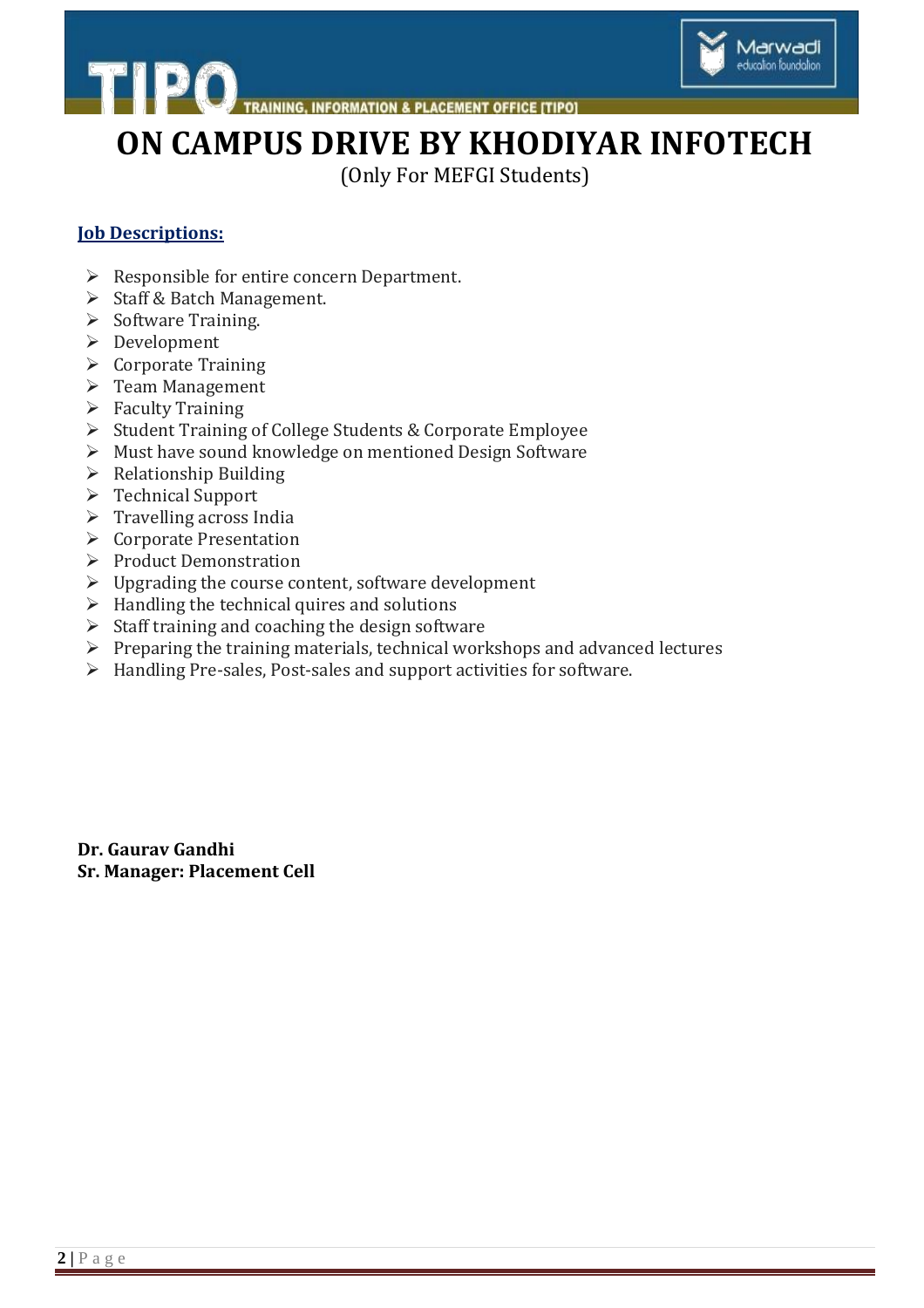# ON CAMPUS DRIVE BY KHODIYAR INFOTECH

(Only For MEFGI Students)

**Job Descriptions:**

- Responsible for entire concern Department.
- Staff & Batch Management.
- Software Training.
- Development
- Corporate Training
- Team Management
- Faculty Training
- Student Training of College Students & Corporate Employee
- Must have sound knowledge on mentioned Design Software
- Relationship Building
- Technical Support
- Travelling across India
- Corporate Presentation
- Product Demonstration
- Upgrading the course content, software development
- Handling the technical quires and solutions
- Staff training and coaching the design software
- Preparing the training materials, technical workshops and advanced lectures
- Handling Pre-sales, Post-sales and support activities for software.

**Dr. Gaurav Gandhi**
**Sr. Manager: Placement Cell**